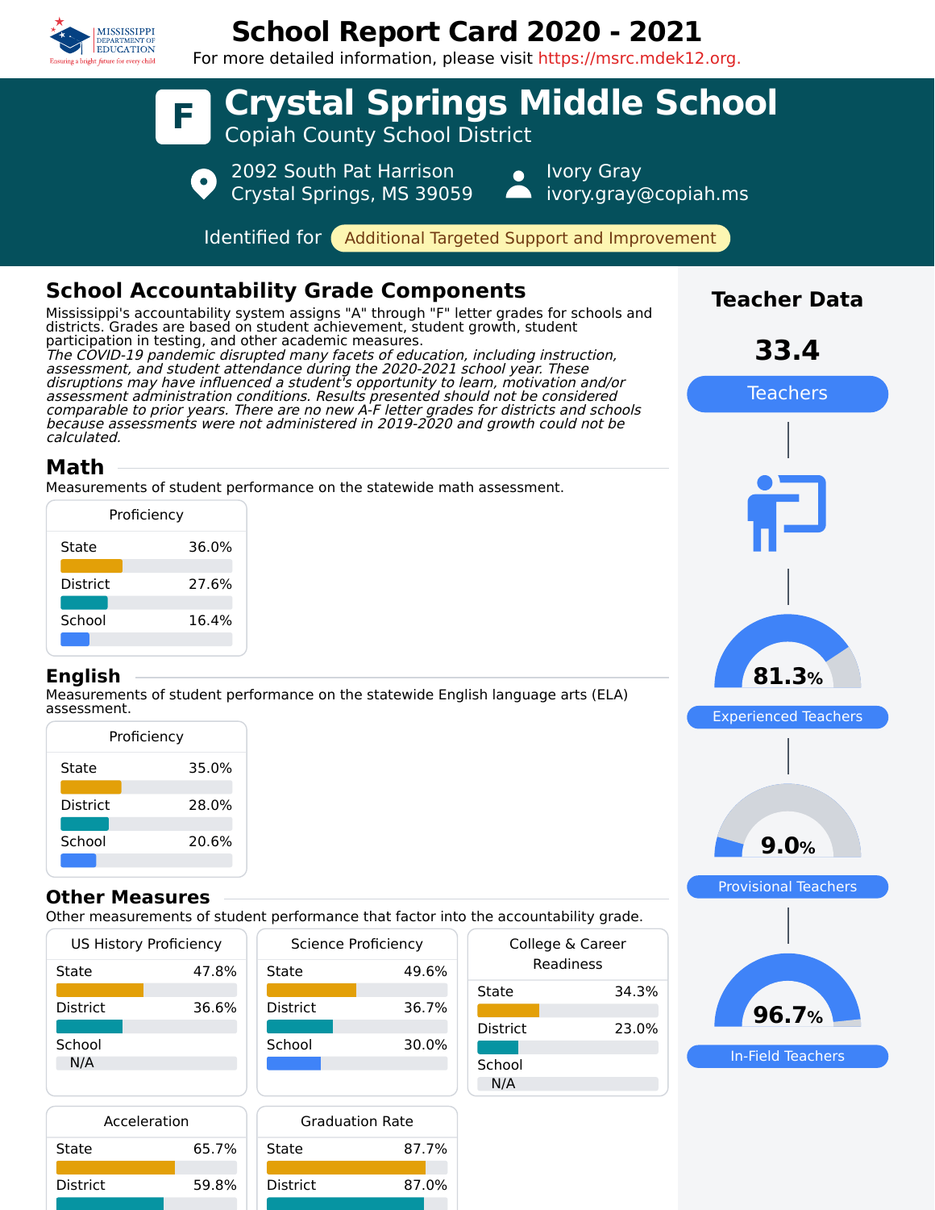# School Report Card 2020 - 2021

For more detailed information, please visit https://msrc.mdek12.org.

# F Crystal Springs Middle School

Copiah County School District

2092 South Pat Harrison
Crystal Springs, MS 39059

Ivory Gray
ivory.gray@copiah.ms

Identified for Additional Targeted Support and Improvement

## School Accountability Grade Components

Mississippi's accountability system assigns "A" through "F" letter grades for schools and districts. Grades are based on student achievement, student growth, student participation in testing, and other academic measures.

*The COVID-19 pandemic disrupted many facets of education, including instruction, assessment, and student attendance during the 2020-2021 school year. These disruptions may have influenced a student's opportunity to learn, motivation and/or assessment administration conditions. Results presented should not be considered comparable to prior years. There are no new A-F letter grades for districts and schools because assessments were not administered in 2019-2020 and growth could not be calculated.*

### Math

Measurements of student performance on the statewide math assessment.

| Proficiency | |
|---|---|
| State | 36.0% |
| District | 27.6% |
| School | 16.4% |

### English

Measurements of student performance on the statewide English language arts (ELA) assessment.

| Proficiency | |
|---|---|
| State | 35.0% |
| District | 28.0% |
| School | 20.6% |

### Other Measures

Other measurements of student performance that factor into the accountability grade.

| US History Proficiency | |
|---|---|
| State | 47.8% |
| District | 36.6% |
| School | N/A |

| Science Proficiency | |
|---|---|
| State | 49.6% |
| District | 36.7% |
| School | 30.0% |

| College & Career Readiness | |
|---|---|
| State | 34.3% |
| District | 23.0% |
| School | N/A |

| Acceleration | |
|---|---|
| State | 65.7% |
| District | 59.8% |

| Graduation Rate | |
|---|---|
| State | 87.7% |
| District | 87.0% |

## Teacher Data

**33.4** Teachers

**81.3%** Experienced Teachers

**9.0%** Provisional Teachers

**96.7%** In-Field Teachers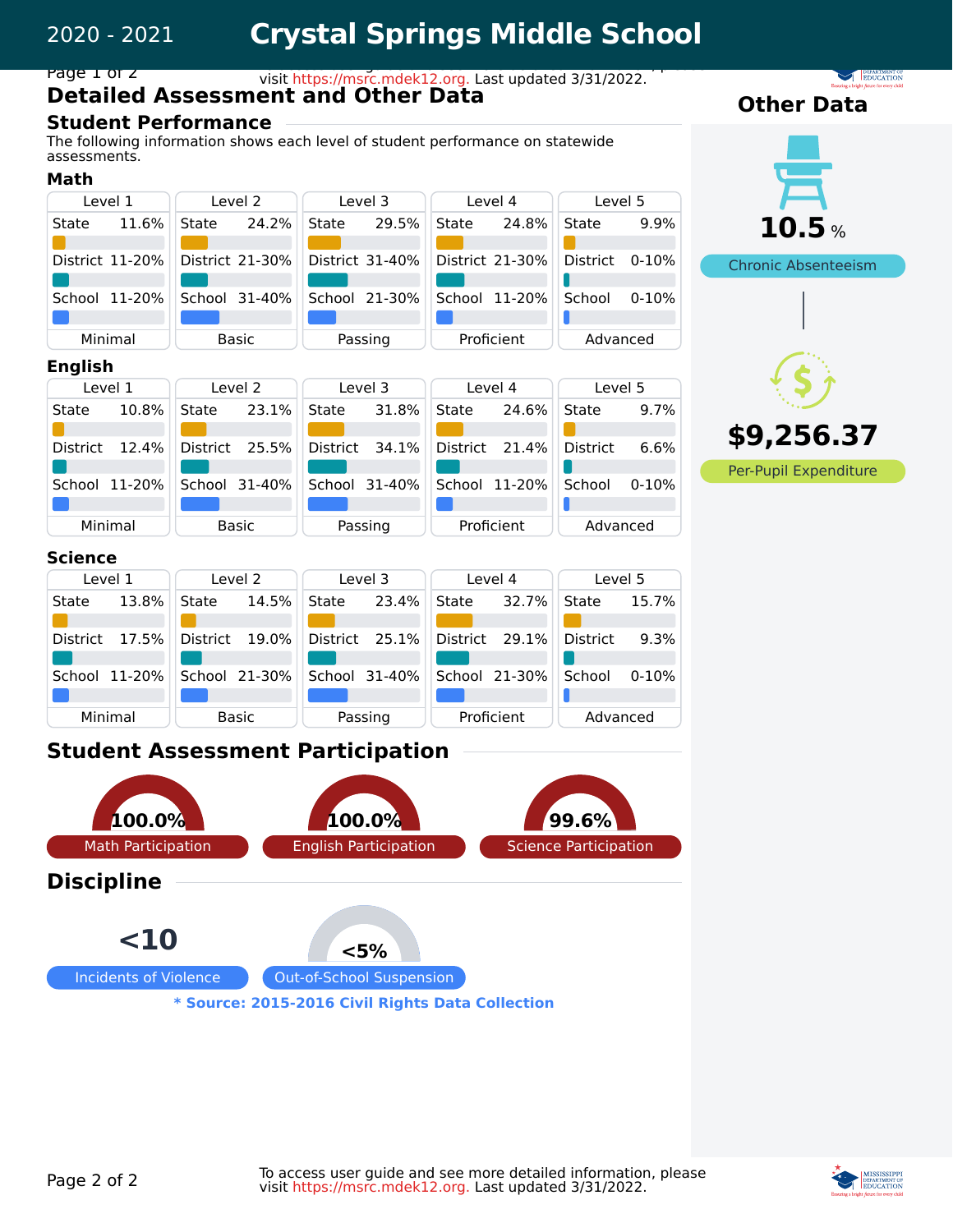# 2020 - 2021 Crystal Springs Middle School

## Detailed Assessment and Other Data

### Student Performance

The following information shows each level of student performance on statewide assessments.

#### Math

| | Level 1 | Level 2 | Level 3 | Level 4 | Level 5 |
|---|---|---|---|---|---|
| State | 11.6% | 24.2% | 29.5% | 24.8% | 9.9% |
| District | 11-20% | 21-30% | 31-40% | 21-30% | 0-10% |
| School | 11-20% | 31-40% | 21-30% | 11-20% | 0-10% |
| | Minimal | Basic | Passing | Proficient | Advanced |

#### English

| | Level 1 | Level 2 | Level 3 | Level 4 | Level 5 |
|---|---|---|---|---|---|
| State | 10.8% | 23.1% | 31.8% | 24.6% | 9.7% |
| District | 12.4% | 25.5% | 34.1% | 21.4% | 6.6% |
| School | 11-20% | 31-40% | 31-40% | 11-20% | 0-10% |
| | Minimal | Basic | Passing | Proficient | Advanced |

#### Science

| | Level 1 | Level 2 | Level 3 | Level 4 | Level 5 |
|---|---|---|---|---|---|
| State | 13.8% | 14.5% | 23.4% | 32.7% | 15.7% |
| District | 17.5% | 19.0% | 25.1% | 29.1% | 9.3% |
| School | 11-20% | 21-30% | 31-40% | 21-30% | 0-10% |
| | Minimal | Basic | Passing | Proficient | Advanced |

### Student Assessment Participation

100.0%
Math Participation

100.0%
English Participation

99.6%
Science Participation

### Discipline

<10
Incidents of Violence

<5%
Out-of-School Suspension

* Source: 2015-2016 Civil Rights Data Collection

## Other Data

10.5 %
Chronic Absenteeism

$9,256.37
Per-Pupil Expenditure

To access user guide and see more detailed information, please visit https://msrc.mdek12.org. Last updated 3/31/2022.